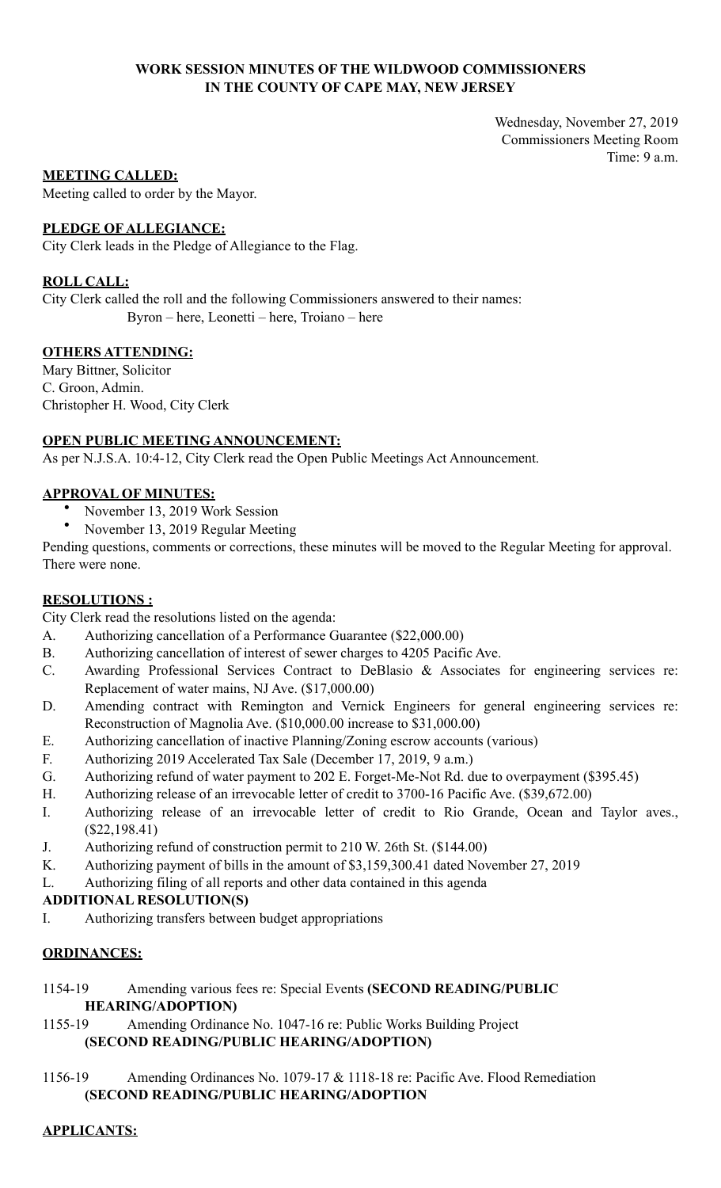**WORK SESSION MINUTES OF THE WILDWOOD COMMISSIONERS**
**IN THE COUNTY OF CAPE MAY, NEW JERSEY**

Wednesday, November 27, 2019
Commissioners Meeting Room
Time: 9 a.m.

**MEETING CALLED:**

Meeting called to order by the Mayor.

**PLEDGE OF ALLEGIANCE:**

City Clerk leads in the Pledge of Allegiance to the Flag.

**ROLL CALL:**

City Clerk called the roll and the following Commissioners answered to their names:
Byron – here, Leonetti – here, Troiano – here

**OTHERS ATTENDING:**

Mary Bittner, Solicitor
C. Groon, Admin.
Christopher H. Wood, City Clerk

**OPEN PUBLIC MEETING ANNOUNCEMENT:**

As per N.J.S.A. 10:4-12, City Clerk read the Open Public Meetings Act Announcement.

**APPROVAL OF MINUTES:**

- November 13, 2019 Work Session
- November 13, 2019 Regular Meeting

Pending questions, comments or corrections, these minutes will be moved to the Regular Meeting for approval. There were none.

**RESOLUTIONS :**

City Clerk read the resolutions listed on the agenda:

A. Authorizing cancellation of a Performance Guarantee ($22,000.00)
B. Authorizing cancellation of interest of sewer charges to 4205 Pacific Ave.
C. Awarding Professional Services Contract to DeBlasio & Associates for engineering services re: Replacement of water mains, NJ Ave. ($17,000.00)
D. Amending contract with Remington and Vernick Engineers for general engineering services re: Reconstruction of Magnolia Ave. ($10,000.00 increase to $31,000.00)
E. Authorizing cancellation of inactive Planning/Zoning escrow accounts (various)
F. Authorizing 2019 Accelerated Tax Sale (December 17, 2019, 9 a.m.)
G. Authorizing refund of water payment to 202 E. Forget-Me-Not Rd. due to overpayment ($395.45)
H. Authorizing release of an irrevocable letter of credit to 3700-16 Pacific Ave. ($39,672.00)
I. Authorizing release of an irrevocable letter of credit to Rio Grande, Ocean and Taylor aves., ($22,198.41)
J. Authorizing refund of construction permit to 210 W. 26th St. ($144.00)
K. Authorizing payment of bills in the amount of $3,159,300.41 dated November 27, 2019
L. Authorizing filing of all reports and other data contained in this agenda

**ADDITIONAL RESOLUTION(S)**

I. Authorizing transfers between budget appropriations

**ORDINANCES:**

1154-19 Amending various fees re: Special Events **(SECOND READING/PUBLIC HEARING/ADOPTION)**

1155-19 Amending Ordinance No. 1047-16 re: Public Works Building Project **(SECOND READING/PUBLIC HEARING/ADOPTION)**

1156-19 Amending Ordinances No. 1079-17 & 1118-18 re: Pacific Ave. Flood Remediation **(SECOND READING/PUBLIC HEARING/ADOPTION**

**APPLICANTS:**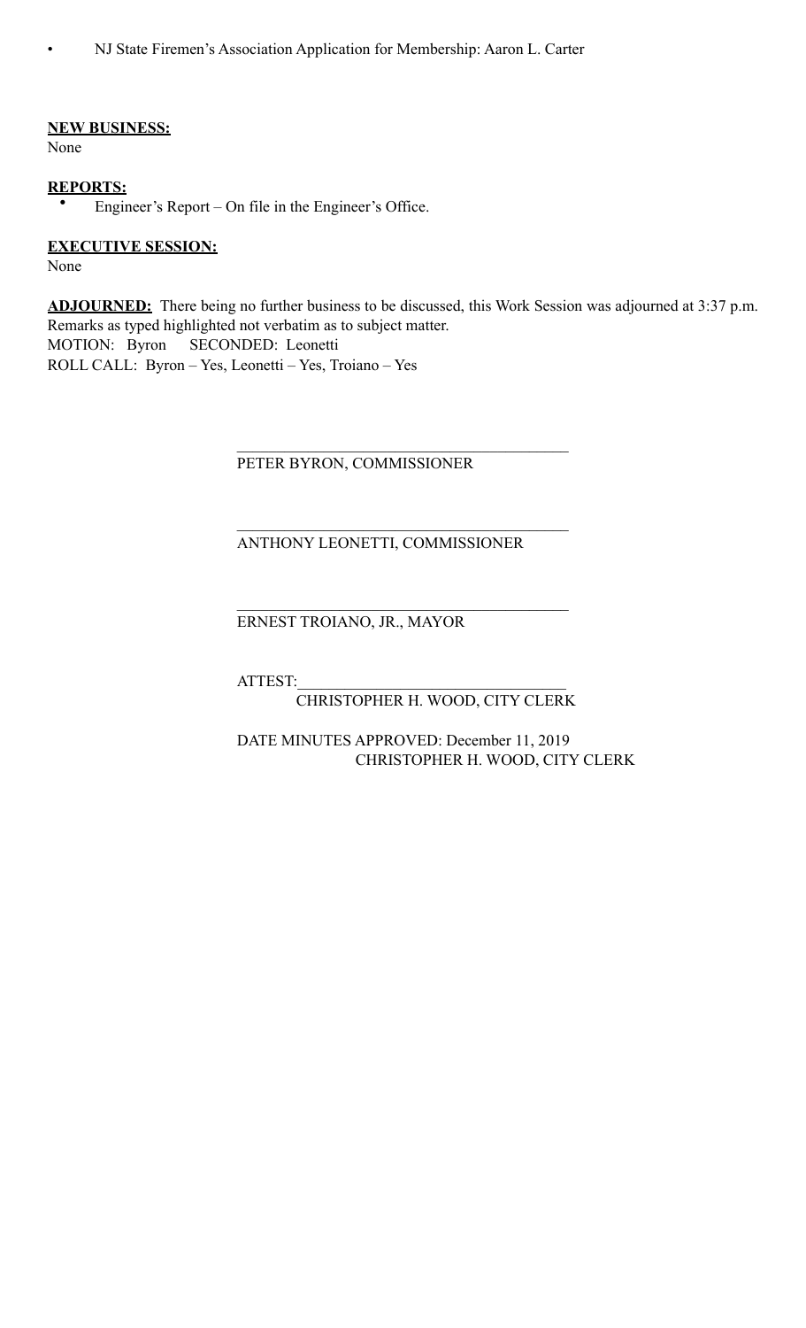- NJ State Firemen's Association Application for Membership: Aaron L. Carter

**NEW BUSINESS:**
None

**REPORTS:**
- Engineer's Report – On file in the Engineer's Office.

**EXECUTIVE SESSION:**
None

**ADJOURNED:** There being no further business to be discussed, this Work Session was adjourned at 3:37 p.m. Remarks as typed highlighted not verbatim as to subject matter.
MOTION: Byron SECONDED: Leonetti
ROLL CALL: Byron – Yes, Leonetti – Yes, Troiano – Yes

\_\_\_\_\_\_\_\_\_\_\_\_\_\_\_\_\_\_\_\_\_\_\_\_\_\_\_\_\_\_\_\_\_\_\_\_\_\_\_\_
PETER BYRON, COMMISSIONER

\_\_\_\_\_\_\_\_\_\_\_\_\_\_\_\_\_\_\_\_\_\_\_\_\_\_\_\_\_\_\_\_\_\_\_\_\_\_\_\_
ANTHONY LEONETTI, COMMISSIONER

\_\_\_\_\_\_\_\_\_\_\_\_\_\_\_\_\_\_\_\_\_\_\_\_\_\_\_\_\_\_\_\_\_\_\_\_\_\_\_\_
ERNEST TROIANO, JR., MAYOR

ATTEST:\_\_\_\_\_\_\_\_\_\_\_\_\_\_\_\_\_\_\_\_\_\_\_\_\_\_\_\_\_\_\_\_\_\_
CHRISTOPHER H. WOOD, CITY CLERK

DATE MINUTES APPROVED: December 11, 2019
CHRISTOPHER H. WOOD, CITY CLERK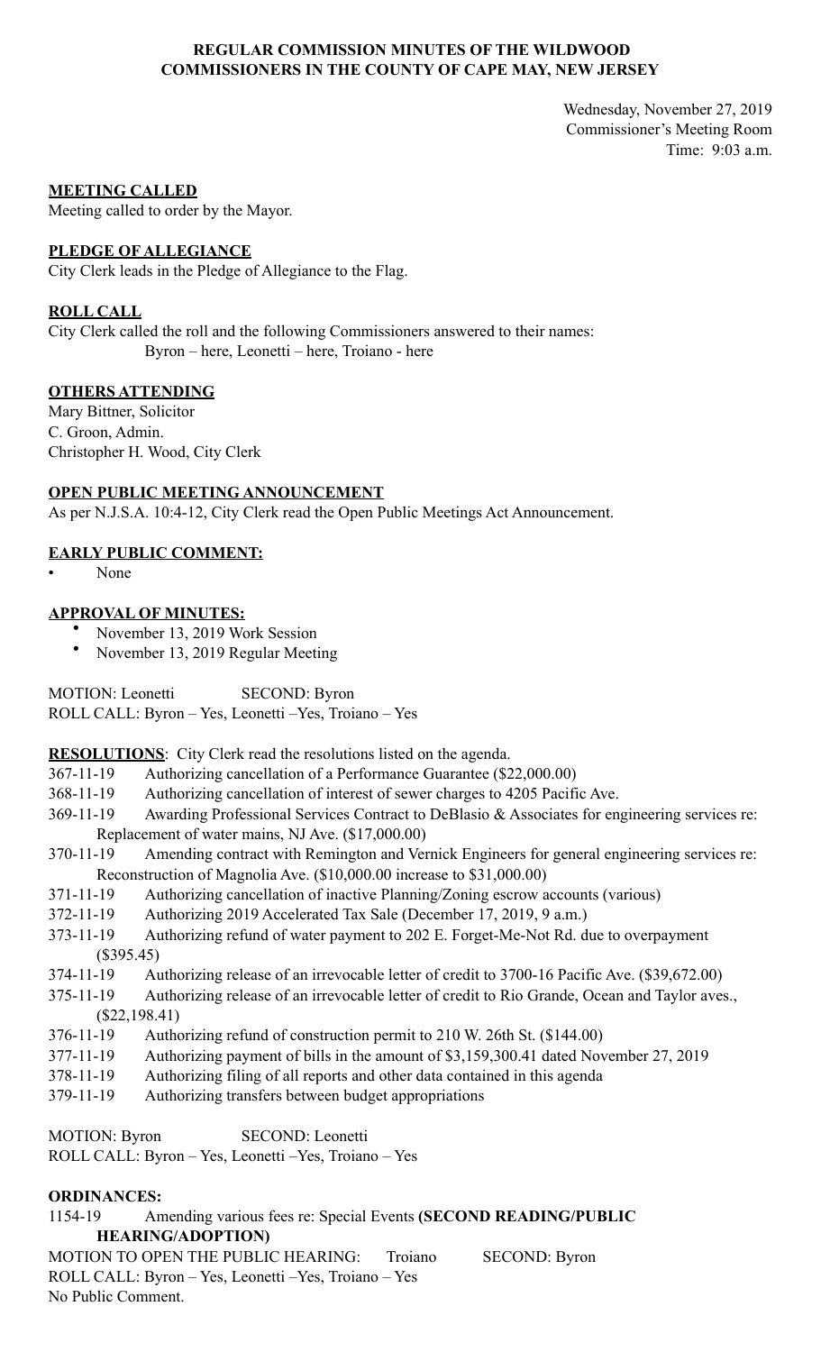**REGULAR COMMISSION MINUTES OF THE WILDWOOD COMMISSIONERS IN THE COUNTY OF CAPE MAY, NEW JERSEY**

Wednesday, November 27, 2019
Commissioner's Meeting Room
Time: 9:03 a.m.

**MEETING CALLED**
Meeting called to order by the Mayor.

**PLEDGE OF ALLEGIANCE**
City Clerk leads in the Pledge of Allegiance to the Flag.

**ROLL CALL**
City Clerk called the roll and the following Commissioners answered to their names:
Byron – here, Leonetti – here, Troiano - here

**OTHERS ATTENDING**
Mary Bittner, Solicitor
C. Groon, Admin.
Christopher H. Wood, City Clerk

**OPEN PUBLIC MEETING ANNOUNCEMENT**
As per N.J.S.A. 10:4-12, City Clerk read the Open Public Meetings Act Announcement.

**EARLY PUBLIC COMMENT:**

- None

**APPROVAL OF MINUTES:**

- November 13, 2019 Work Session
- November 13, 2019 Regular Meeting

MOTION: Leonetti SECOND: Byron
ROLL CALL: Byron – Yes, Leonetti –Yes, Troiano – Yes

**RESOLUTIONS**: City Clerk read the resolutions listed on the agenda.

367-11-19 Authorizing cancellation of a Performance Guarantee ($22,000.00)
368-11-19 Authorizing cancellation of interest of sewer charges to 4205 Pacific Ave.
369-11-19 Awarding Professional Services Contract to DeBlasio & Associates for engineering services re: Replacement of water mains, NJ Ave. ($17,000.00)
370-11-19 Amending contract with Remington and Vernick Engineers for general engineering services re: Reconstruction of Magnolia Ave. ($10,000.00 increase to $31,000.00)
371-11-19 Authorizing cancellation of inactive Planning/Zoning escrow accounts (various)
372-11-19 Authorizing 2019 Accelerated Tax Sale (December 17, 2019, 9 a.m.)
373-11-19 Authorizing refund of water payment to 202 E. Forget-Me-Not Rd. due to overpayment ($395.45)
374-11-19 Authorizing release of an irrevocable letter of credit to 3700-16 Pacific Ave. ($39,672.00)
375-11-19 Authorizing release of an irrevocable letter of credit to Rio Grande, Ocean and Taylor aves., ($22,198.41)
376-11-19 Authorizing refund of construction permit to 210 W. 26th St. ($144.00)
377-11-19 Authorizing payment of bills in the amount of $3,159,300.41 dated November 27, 2019
378-11-19 Authorizing filing of all reports and other data contained in this agenda
379-11-19 Authorizing transfers between budget appropriations

MOTION: Byron SECOND: Leonetti
ROLL CALL: Byron – Yes, Leonetti –Yes, Troiano – Yes

**ORDINANCES:**

1154-19 Amending various fees re: Special Events **(SECOND READING/PUBLIC HEARING/ADOPTION)**

MOTION TO OPEN THE PUBLIC HEARING: Troiano SECOND: Byron
ROLL CALL: Byron – Yes, Leonetti –Yes, Troiano – Yes
No Public Comment.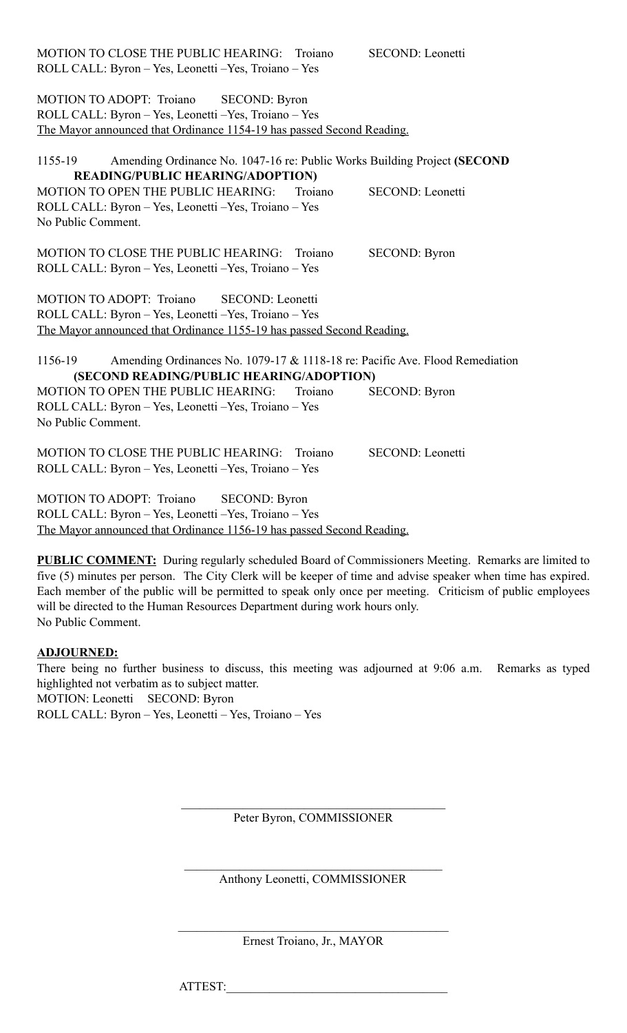MOTION TO CLOSE THE PUBLIC HEARING: Troiano SECOND: Leonetti
ROLL CALL: Byron – Yes, Leonetti –Yes, Troiano – Yes

MOTION TO ADOPT: Troiano SECOND: Byron
ROLL CALL: Byron – Yes, Leonetti –Yes, Troiano – Yes
<u>The Mayor announced that Ordinance 1154-19 has passed Second Reading.</u>

1155-19 Amending Ordinance No. 1047-16 re: Public Works Building Project **(SECOND READING/PUBLIC HEARING/ADOPTION)**
MOTION TO OPEN THE PUBLIC HEARING: Troiano SECOND: Leonetti
ROLL CALL: Byron – Yes, Leonetti –Yes, Troiano – Yes
No Public Comment.

MOTION TO CLOSE THE PUBLIC HEARING: Troiano SECOND: Byron
ROLL CALL: Byron – Yes, Leonetti –Yes, Troiano – Yes

MOTION TO ADOPT: Troiano SECOND: Leonetti
ROLL CALL: Byron – Yes, Leonetti –Yes, Troiano – Yes
<u>The Mayor announced that Ordinance 1155-19 has passed Second Reading.</u>

1156-19 Amending Ordinances No. 1079-17 & 1118-18 re: Pacific Ave. Flood Remediation **(SECOND READING/PUBLIC HEARING/ADOPTION)**
MOTION TO OPEN THE PUBLIC HEARING: Troiano SECOND: Byron
ROLL CALL: Byron – Yes, Leonetti –Yes, Troiano – Yes
No Public Comment.

MOTION TO CLOSE THE PUBLIC HEARING: Troiano SECOND: Leonetti
ROLL CALL: Byron – Yes, Leonetti –Yes, Troiano – Yes

MOTION TO ADOPT: Troiano SECOND: Byron
ROLL CALL: Byron – Yes, Leonetti –Yes, Troiano – Yes
<u>The Mayor announced that Ordinance 1156-19 has passed Second Reading.</u>

**<u>PUBLIC COMMENT:</u>** During regularly scheduled Board of Commissioners Meeting. Remarks are limited to five (5) minutes per person. The City Clerk will be keeper of time and advise speaker when time has expired. Each member of the public will be permitted to speak only once per meeting. Criticism of public employees will be directed to the Human Resources Department during work hours only.
No Public Comment.

**<u>ADJOURNED:</u>**
There being no further business to discuss, this meeting was adjourned at 9:06 a.m. Remarks as typed highlighted not verbatim as to subject matter.
MOTION: Leonetti SECOND: Byron
ROLL CALL: Byron – Yes, Leonetti – Yes, Troiano – Yes

\_\_\_\_\_\_\_\_\_\_\_\_\_\_\_\_\_\_\_\_\_\_\_\_\_\_\_\_\_\_\_\_\_\_\_\_\_\_\_\_
Peter Byron, COMMISSIONER

\_\_\_\_\_\_\_\_\_\_\_\_\_\_\_\_\_\_\_\_\_\_\_\_\_\_\_\_\_\_\_\_\_\_\_\_\_\_\_\_
Anthony Leonetti, COMMISSIONER

\_\_\_\_\_\_\_\_\_\_\_\_\_\_\_\_\_\_\_\_\_\_\_\_\_\_\_\_\_\_\_\_\_\_\_\_\_\_\_\_
Ernest Troiano, Jr., MAYOR

ATTEST:\_\_\_\_\_\_\_\_\_\_\_\_\_\_\_\_\_\_\_\_\_\_\_\_\_\_\_\_\_\_\_\_\_\_\_\_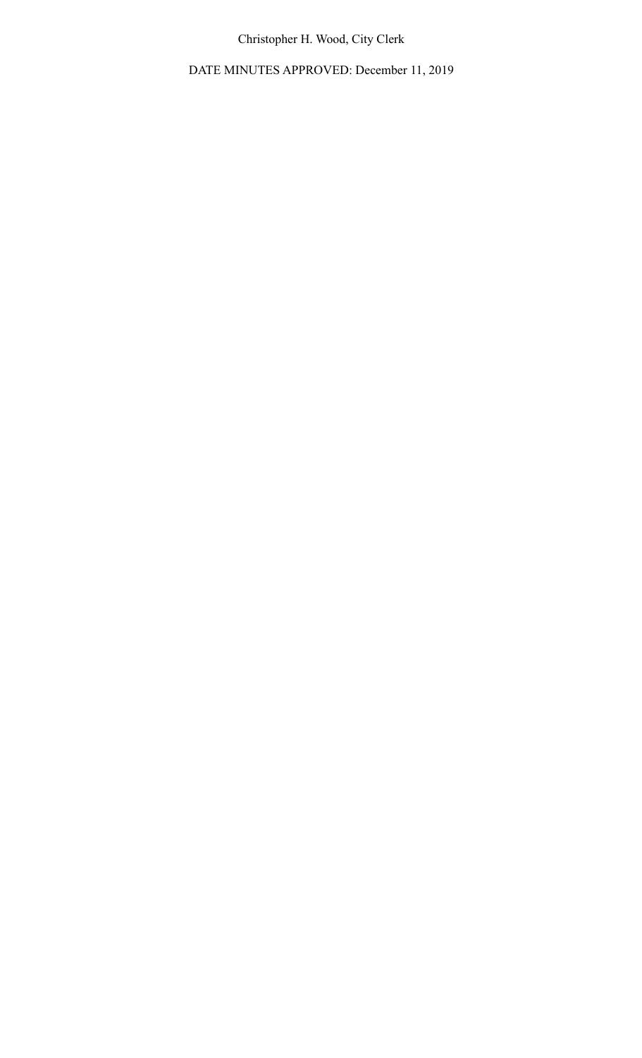Christopher H. Wood, City Clerk

DATE MINUTES APPROVED: December 11, 2019